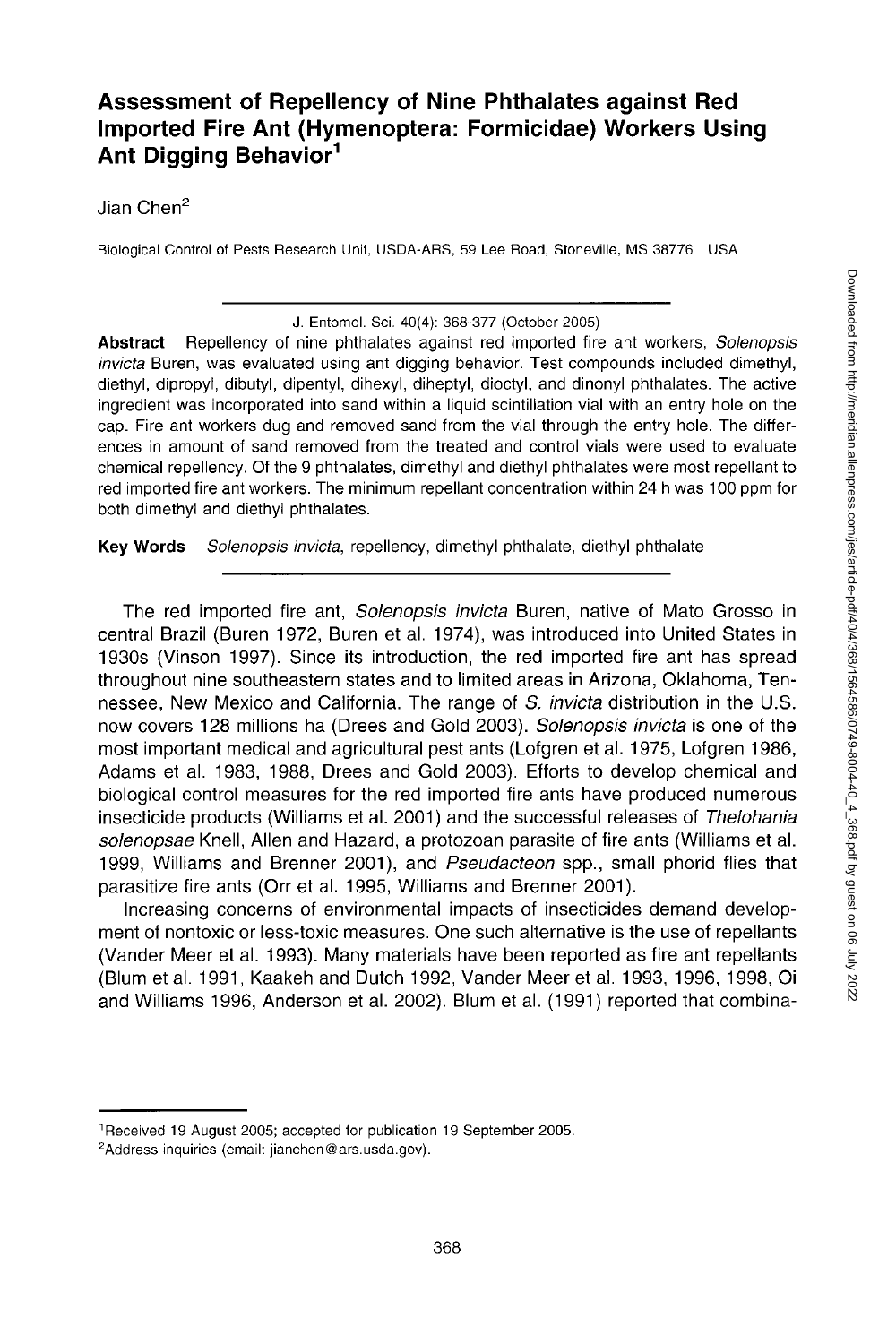# Assessment of Repellency of Nine Phthalates against Red Imported Fire Ant (Hymenoptera: Formicidae) Workers Using Ant Digging Behavior[1]

Jian Chen[2]

Biological Control of Pests Research Unit, USDA-ARS, 59 Lee Road, Stoneville, MS 38776 USA

J. Entomol. Sci. 40(4): 368-377 (October 2005)

**Abstract** Repellency of nine phthalates against red imported fire ant workers, *Solenopsis invicta* Buren, was evaluated using ant digging behavior. Test compounds included dimethyl, diethyl, dipropyl, dibutyl, dipentyl, dihexyl, diheptyl, dioctyl, and dinonyl phthalates. The active ingredient was incorporated into sand within a liquid scintillation vial with an entry hole on the cap. Fire ant workers dug and removed sand from the vial through the entry hole. The differences in amount of sand removed from the treated and control vials were used to evaluate chemical repellency. Of the 9 phthalates, dimethyl and diethyl phthalates were most repellant to red imported fire ant workers. The minimum repellant concentration within 24 h was 100 ppm for both dimethyl and diethyl phthalates.

**Key Words** *Solenopsis invicta*, repellency, dimethyl phthalate, diethyl phthalate

The red imported fire ant, *Solenopsis invicta* Buren, native of Mato Grosso in central Brazil (Buren 1972, Buren et al. 1974), was introduced into United States in 1930s (Vinson 1997). Since its introduction, the red imported fire ant has spread throughout nine southeastern states and to limited areas in Arizona, Oklahoma, Tennessee, New Mexico and California. The range of *S. invicta* distribution in the U.S. now covers 128 millions ha (Drees and Gold 2003). *Solenopsis invicta* is one of the most important medical and agricultural pest ants (Lofgren et al. 1975, Lofgren 1986, Adams et al. 1983, 1988, Drees and Gold 2003). Efforts to develop chemical and biological control measures for the red imported fire ants have produced numerous insecticide products (Williams et al. 2001) and the successful releases of *Thelohania solenopsae* Knell, Allen and Hazard, a protozoan parasite of fire ants (Williams et al. 1999, Williams and Brenner 2001), and *Pseudacteon* spp., small phorid flies that parasitize fire ants (Orr et al. 1995, Williams and Brenner 2001).

Increasing concerns of environmental impacts of insecticides demand development of nontoxic or less-toxic measures. One such alternative is the use of repellants (Vander Meer et al. 1993). Many materials have been reported as fire ant repellants (Blum et al. 1991, Kaakeh and Dutch 1992, Vander Meer et al. 1993, 1996, 1998, Oi and Williams 1996, Anderson et al. 2002). Blum et al. (1991) reported that combina-

[1]Received 19 August 2005; accepted for publication 19 September 2005.

[2]Address inquiries (email: jianchen@ars.usda.gov).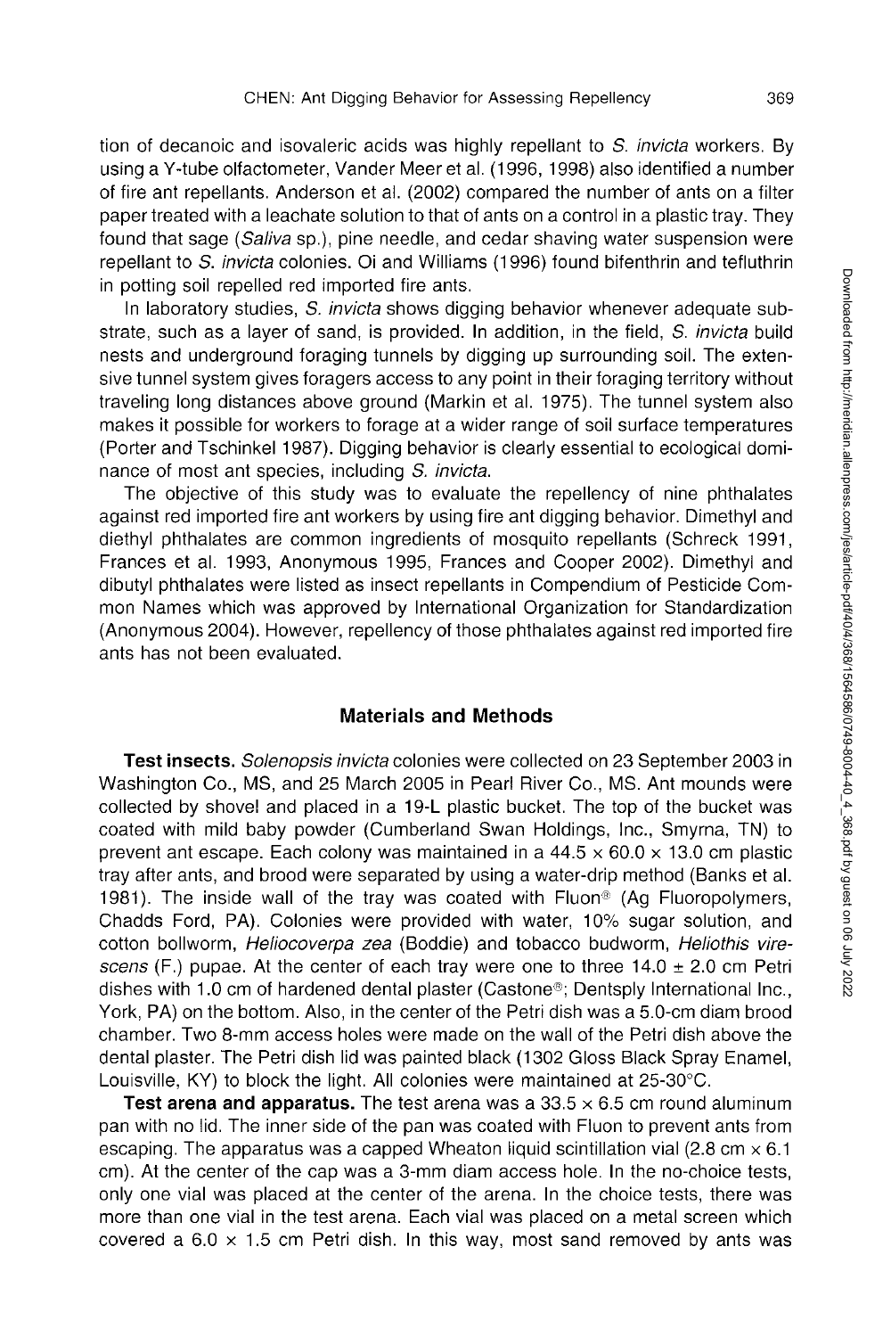tion of decanoic and isovaleric acids was highly repellant to *S. invicta* workers. By using a Y-tube olfactometer, Vander Meer et al. (1996, 1998) also identified a number of fire ant repellants. Anderson et al. (2002) compared the number of ants on a filter paper treated with a leachate solution to that of ants on a control in a plastic tray. They found that sage (*Saliva* sp.), pine needle, and cedar shaving water suspension were repellant to *S. invicta* colonies. Oi and Williams (1996) found bifenthrin and tefluthrin in potting soil repelled red imported fire ants.

In laboratory studies, *S. invicta* shows digging behavior whenever adequate substrate, such as a layer of sand, is provided. In addition, in the field, *S. invicta* build nests and underground foraging tunnels by digging up surrounding soil. The extensive tunnel system gives foragers access to any point in their foraging territory without traveling long distances above ground (Markin et al. 1975). The tunnel system also makes it possible for workers to forage at a wider range of soil surface temperatures (Porter and Tschinkel 1987). Digging behavior is clearly essential to ecological dominance of most ant species, including *S. invicta*.

The objective of this study was to evaluate the repellency of nine phthalates against red imported fire ant workers by using fire ant digging behavior. Dimethyl and diethyl phthalates are common ingredients of mosquito repellants (Schreck 1991, Frances et al. 1993, Anonymous 1995, Frances and Cooper 2002). Dimethyl and dibutyl phthalates were listed as insect repellants in Compendium of Pesticide Common Names which was approved by International Organization for Standardization (Anonymous 2004). However, repellency of those phthalates against red imported fire ants has not been evaluated.

## Materials and Methods

**Test insects.** *Solenopsis invicta* colonies were collected on 23 September 2003 in Washington Co., MS, and 25 March 2005 in Pearl River Co., MS. Ant mounds were collected by shovel and placed in a 19-L plastic bucket. The top of the bucket was coated with mild baby powder (Cumberland Swan Holdings, Inc., Smyrna, TN) to prevent ant escape. Each colony was maintained in a 44.5 × 60.0 × 13.0 cm plastic tray after ants, and brood were separated by using a water-drip method (Banks et al. 1981). The inside wall of the tray was coated with Fluon® (Ag Fluoropolymers, Chadds Ford, PA). Colonies were provided with water, 10% sugar solution, and cotton bollworm, *Heliocoverpa zea* (Boddie) and tobacco budworm, *Heliothis virescens* (F.) pupae. At the center of each tray were one to three 14.0 ± 2.0 cm Petri dishes with 1.0 cm of hardened dental plaster (Castone®; Dentsply International Inc., York, PA) on the bottom. Also, in the center of the Petri dish was a 5.0-cm diam brood chamber. Two 8-mm access holes were made on the wall of the Petri dish above the dental plaster. The Petri dish lid was painted black (1302 Gloss Black Spray Enamel, Louisville, KY) to block the light. All colonies were maintained at 25-30°C.

**Test arena and apparatus.** The test arena was a 33.5 × 6.5 cm round aluminum pan with no lid. The inner side of the pan was coated with Fluon to prevent ants from escaping. The apparatus was a capped Wheaton liquid scintillation vial (2.8 cm × 6.1 cm). At the center of the cap was a 3-mm diam access hole. In the no-choice tests, only one vial was placed at the center of the arena. In the choice tests, there was more than one vial in the test arena. Each vial was placed on a metal screen which covered a 6.0 × 1.5 cm Petri dish. In this way, most sand removed by ants was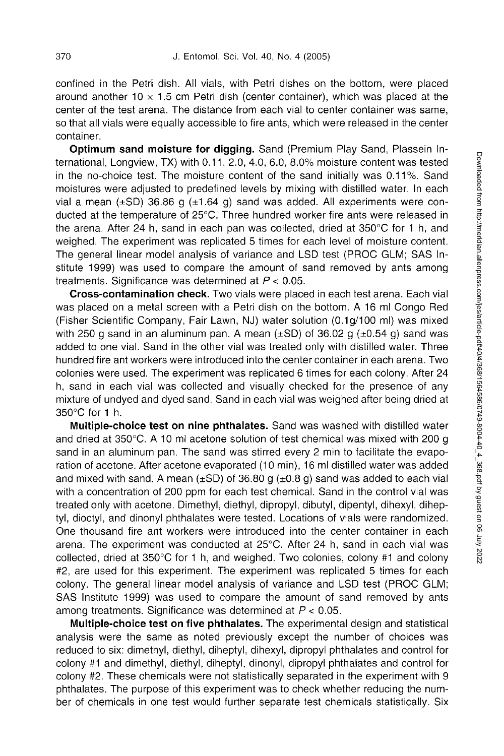confined in the Petri dish. All vials, with Petri dishes on the bottom, were placed around another 10 × 1.5 cm Petri dish (center container), which was placed at the center of the test arena. The distance from each vial to center container was same, so that all vials were equally accessible to fire ants, which were released in the center container.

**Optimum sand moisture for digging.** Sand (Premium Play Sand, Plassein International, Longview, TX) with 0.11, 2.0, 4.0, 6.0, 8.0% moisture content was tested in the no-choice test. The moisture content of the sand initially was 0.11%. Sand moistures were adjusted to predefined levels by mixing with distilled water. In each vial a mean (±SD) 36.86 g (±1.64 g) sand was added. All experiments were conducted at the temperature of 25°C. Three hundred worker fire ants were released in the arena. After 24 h, sand in each pan was collected, dried at 350°C for 1 h, and weighed. The experiment was replicated 5 times for each level of moisture content. The general linear model analysis of variance and LSD test (PROC GLM; SAS Institute 1999) was used to compare the amount of sand removed by ants among treatments. Significance was determined at $P < 0.05$.

**Cross-contamination check.** Two vials were placed in each test arena. Each vial was placed on a metal screen with a Petri dish on the bottom. A 16 ml Congo Red (Fisher Scientific Company, Fair Lawn, NJ) water solution (0.1g/100 ml) was mixed with 250 g sand in an aluminum pan. A mean (±SD) of 36.02 g (±0.54 g) sand was added to one vial. Sand in the other vial was treated only with distilled water. Three hundred fire ant workers were introduced into the center container in each arena. Two colonies were used. The experiment was replicated 6 times for each colony. After 24 h, sand in each vial was collected and visually checked for the presence of any mixture of undyed and dyed sand. Sand in each vial was weighed after being dried at 350°C for 1 h.

**Multiple-choice test on nine phthalates.** Sand was washed with distilled water and dried at 350°C. A 10 ml acetone solution of test chemical was mixed with 200 g sand in an aluminum pan. The sand was stirred every 2 min to facilitate the evaporation of acetone. After acetone evaporated (10 min), 16 ml distilled water was added and mixed with sand. A mean (±SD) of 36.80 g (±0.8 g) sand was added to each vial with a concentration of 200 ppm for each test chemical. Sand in the control vial was treated only with acetone. Dimethyl, diethyl, dipropyl, dibutyl, dipentyl, dihexyl, diheptyl, dioctyl, and dinonyl phthalates were tested. Locations of vials were randomized. One thousand fire ant workers were introduced into the center container in each arena. The experiment was conducted at 25°C. After 24 h, sand in each vial was collected, dried at 350°C for 1 h, and weighed. Two colonies, colony #1 and colony #2, are used for this experiment. The experiment was replicated 5 times for each colony. The general linear model analysis of variance and LSD test (PROC GLM; SAS Institute 1999) was used to compare the amount of sand removed by ants among treatments. Significance was determined at $P < 0.05$.

**Multiple-choice test on five phthalates.** The experimental design and statistical analysis were the same as noted previously except the number of choices was reduced to six: dimethyl, diethyl, diheptyl, dihexyl, dipropyl phthalates and control for colony #1 and dimethyl, diethyl, diheptyl, dinonyl, dipropyl phthalates and control for colony #2. These chemicals were not statistically separated in the experiment with 9 phthalates. The purpose of this experiment was to check whether reducing the number of chemicals in one test would further separate test chemicals statistically. Six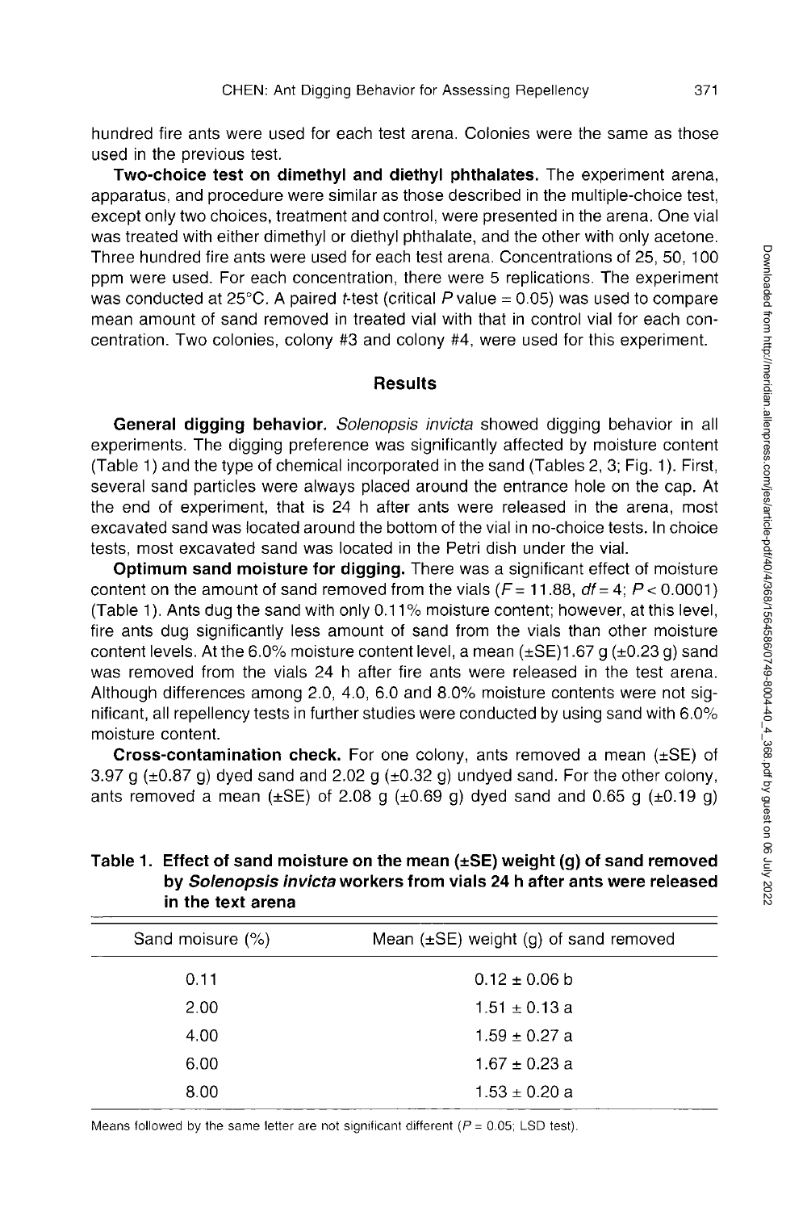hundred fire ants were used for each test arena. Colonies were the same as those used in the previous test.

**Two-choice test on dimethyl and diethyl phthalates.** The experiment arena, apparatus, and procedure were similar as those described in the multiple-choice test, except only two choices, treatment and control, were presented in the arena. One vial was treated with either dimethyl or diethyl phthalate, and the other with only acetone. Three hundred fire ants were used for each test arena. Concentrations of 25, 50, 100 ppm were used. For each concentration, there were 5 replications. The experiment was conducted at 25°C. A paired $t$-test (critical $P$ value = 0.05) was used to compare mean amount of sand removed in treated vial with that in control vial for each concentration. Two colonies, colony #3 and colony #4, were used for this experiment.

## Results

**General digging behavior.** *Solenopsis invicta* showed digging behavior in all experiments. The digging preference was significantly affected by moisture content (Table 1) and the type of chemical incorporated in the sand (Tables 2, 3; Fig. 1). First, several sand particles were always placed around the entrance hole on the cap. At the end of experiment, that is 24 h after ants were released in the arena, most excavated sand was located around the bottom of the vial in no-choice tests. In choice tests, most excavated sand was located in the Petri dish under the vial.

**Optimum sand moisture for digging.** There was a significant effect of moisture content on the amount of sand removed from the vials ($F = 11.88$, $df = 4$; $P < 0.0001$) (Table 1). Ants dug the sand with only 0.11% moisture content; however, at this level, fire ants dug significantly less amount of sand from the vials than other moisture content levels. At the 6.0% moisture content level, a mean (±SE)1.67 g (±0.23 g) sand was removed from the vials 24 h after fire ants were released in the test arena. Although differences among 2.0, 4.0, 6.0 and 8.0% moisture contents were not significant, all repellency tests in further studies were conducted by using sand with 6.0% moisture content.

**Cross-contamination check.** For one colony, ants removed a mean (±SE) of 3.97 g (±0.87 g) dyed sand and 2.02 g (±0.32 g) undyed sand. For the other colony, ants removed a mean (±SE) of 2.08 g (±0.69 g) dyed sand and 0.65 g (±0.19 g)

**Table 1. Effect of sand moisture on the mean (±SE) weight (g) of sand removed by *Solenopsis invicta* workers from vials 24 h after ants were released in the text arena**

| Sand moisure (%) | Mean (±SE) weight (g) of sand removed |
|---|---|
| 0.11 | 0.12 ± 0.06 b |
| 2.00 | 1.51 ± 0.13 a |
| 4.00 | 1.59 ± 0.27 a |
| 6.00 | 1.67 ± 0.23 a |
| 8.00 | 1.53 ± 0.20 a |

Means followed by the same letter are not significant different ($P = 0.05$; LSD test).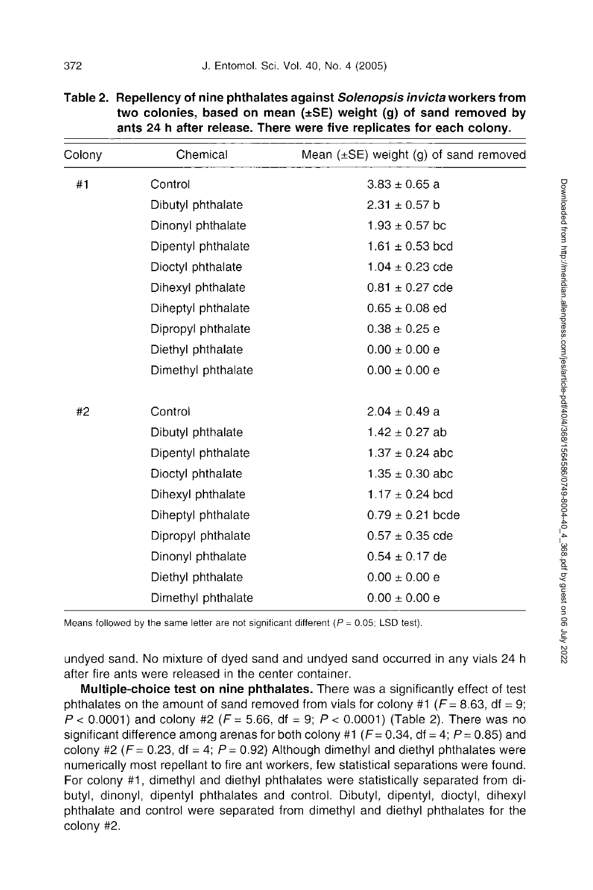**Table 2. Repellency of nine phthalates against *Solenopsis invicta* workers from two colonies, based on mean (±SE) weight (g) of sand removed by ants 24 h after release. There were five replicates for each colony.**

| Colony | Chemical | Mean (±SE) weight (g) of sand removed |
|---|---|---|
| #1 | Control | 3.83 ± 0.65 a |
| | Dibutyl phthalate | 2.31 ± 0.57 b |
| | Dinonyl phthalate | 1.93 ± 0.57 bc |
| | Dipentyl phthalate | 1.61 ± 0.53 bcd |
| | Dioctyl phthalate | 1.04 ± 0.23 cde |
| | Dihexyl phthalate | 0.81 ± 0.27 cde |
| | Diheptyl phthalate | 0.65 ± 0.08 ed |
| | Dipropyl phthalate | 0.38 ± 0.25 e |
| | Diethyl phthalate | 0.00 ± 0.00 e |
| | Dimethyl phthalate | 0.00 ± 0.00 e |
| #2 | Control | 2.04 ± 0.49 a |
| | Dibutyl phthalate | 1.42 ± 0.27 ab |
| | Dipentyl phthalate | 1.37 ± 0.24 abc |
| | Dioctyl phthalate | 1.35 ± 0.30 abc |
| | Dihexyl phthalate | 1.17 ± 0.24 bcd |
| | Diheptyl phthalate | 0.79 ± 0.21 bcde |
| | Dipropyl phthalate | 0.57 ± 0.35 cde |
| | Dinonyl phthalate | 0.54 ± 0.17 de |
| | Diethyl phthalate | 0.00 ± 0.00 e |
| | Dimethyl phthalate | 0.00 ± 0.00 e |

Means followed by the same letter are not significant different ($P = 0.05$; LSD test).

undyed sand. No mixture of dyed sand and undyed sand occurred in any vials 24 h after fire ants were released in the center container.

**Multiple-choice test on nine phthalates.** There was a significantly effect of test phthalates on the amount of sand removed from vials for colony #1 ($F = 8.63$, df = 9; $P < 0.0001$) and colony #2 ($F = 5.66$, df = 9; $P < 0.0001$) (Table 2). There was no significant difference among arenas for both colony #1 ($F = 0.34$, df = 4; $P = 0.85$) and colony #2 ($F = 0.23$, df = 4; $P = 0.92$) Although dimethyl and diethyl phthalates were numerically most repellant to fire ant workers, few statistical separations were found. For colony #1, dimethyl and diethyl phthalates were statistically separated from dibutyl, dinonyl, dipentyl phthalates and control. Dibutyl, dipentyl, dioctyl, dihexyl phthalate and control were separated from dimethyl and diethyl phthalates for the colony #2.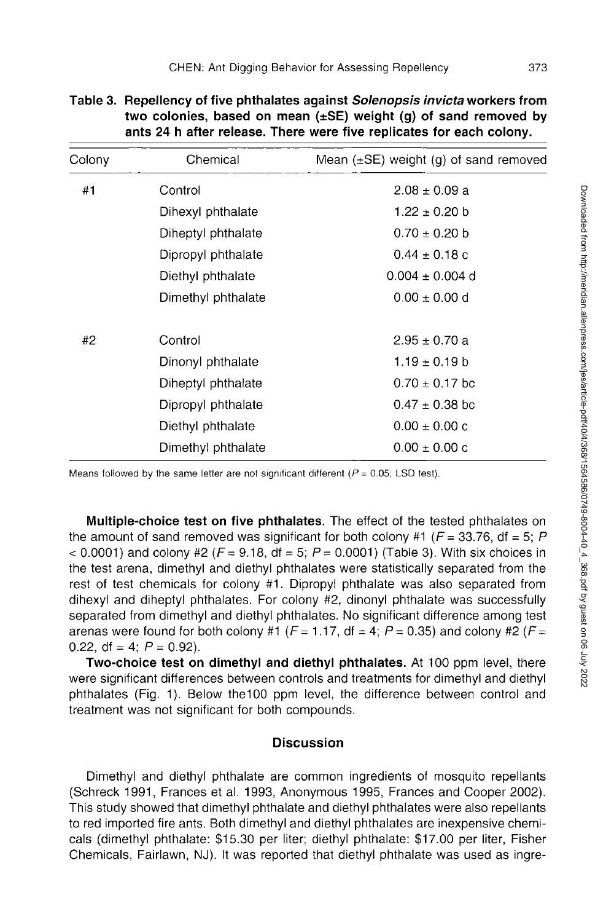**Table 3. Repellency of five phthalates against *Solenopsis invicta* workers from two colonies, based on mean (±SE) weight (g) of sand removed by ants 24 h after release. There were five replicates for each colony.**

| Colony | Chemical | Mean (±SE) weight (g) of sand removed |
|---|---|---|
| #1 | Control | 2.08 ± 0.09 a |
| | Dihexyl phthalate | 1.22 ± 0.20 b |
| | Diheptyl phthalate | 0.70 ± 0.20 b |
| | Dipropyl phthalate | 0.44 ± 0.18 c |
| | Diethyl phthalate | 0.004 ± 0.004 d |
| | Dimethyl phthalate | 0.00 ± 0.00 d |
| #2 | Control | 2.95 ± 0.70 a |
| | Dinonyl phthalate | 1.19 ± 0.19 b |
| | Diheptyl phthalate | 0.70 ± 0.17 bc |
| | Dipropyl phthalate | 0.47 ± 0.38 bc |
| | Diethyl phthalate | 0.00 ± 0.00 c |
| | Dimethyl phthalate | 0.00 ± 0.00 c |

Means followed by the same letter are not significant different ($P = 0.05$; LSD test).

**Multiple-choice test on five phthalates.** The effect of the tested phthalates on the amount of sand removed was significant for both colony #1 ($F = 33.76$, df = 5; $P < 0.0001$) and colony #2 ($F = 9.18$, df = 5; $P = 0.0001$) (Table 3). With six choices in the test arena, dimethyl and diethyl phthalates were statistically separated from the rest of test chemicals for colony #1. Dipropyl phthalate was also separated from dihexyl and diheptyl phthalates. For colony #2, dinonyl phthalate was successfully separated from dimethyl and diethyl phthalates. No significant difference among test arenas were found for both colony #1 ($F = 1.17$, df = 4; $P = 0.35$) and colony #2 ($F = 0.22$, df = 4; $P = 0.92$).

**Two-choice test on dimethyl and diethyl phthalates.** At 100 ppm level, there were significant differences between controls and treatments for dimethyl and diethyl phthalates (Fig. 1). Below the100 ppm level, the difference between control and treatment was not significant for both compounds.

## Discussion

Dimethyl and diethyl phthalate are common ingredients of mosquito repellants (Schreck 1991, Frances et al. 1993, Anonymous 1995, Frances and Cooper 2002). This study showed that dimethyl phthalate and diethyl phthalates were also repellants to red imported fire ants. Both dimethyl and diethyl phthalates are inexpensive chemicals (dimethyl phthalate: $15.30 per liter; diethyl phthalate: $17.00 per liter, Fisher Chemicals, Fairlawn, NJ). It was reported that diethyl phthalate was used as ingre-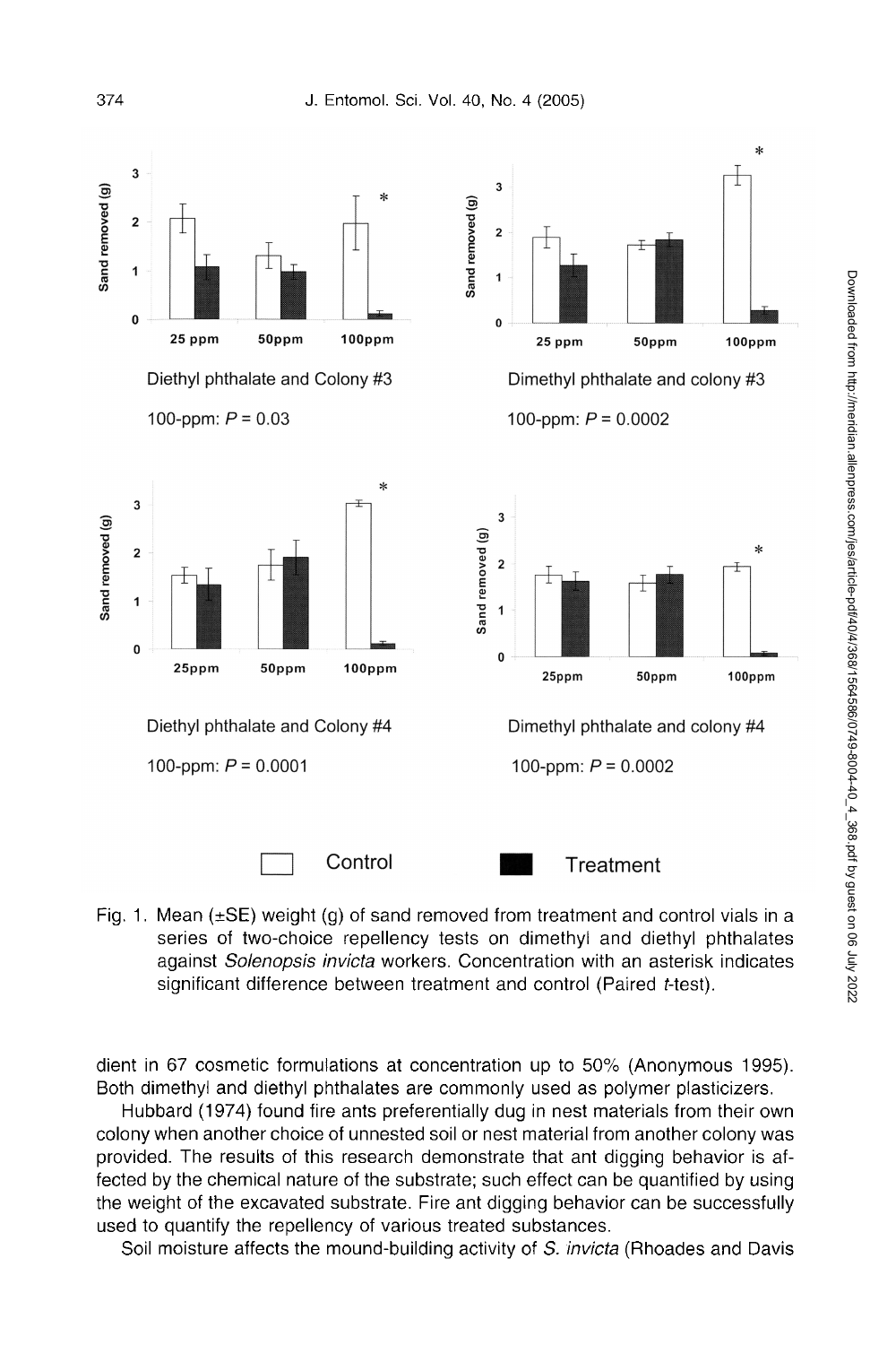Diethyl phthalate and Colony #3

100-ppm: $P = 0.03$

Dimethyl phthalate and colony #3

100-ppm: $P = 0.0002$

Diethyl phthalate and Colony #4

100-ppm: $P = 0.0001$

Dimethyl phthalate and colony #4

100-ppm: $P = 0.0002$

Fig. 1. Mean (±SE) weight (g) of sand removed from treatment and control vials in a series of two-choice repellency tests on dimethyl and diethyl phthalates against *Solenopsis invicta* workers. Concentration with an asterisk indicates significant difference between treatment and control (Paired *t*-test).

dient in 67 cosmetic formulations at concentration up to 50% (Anonymous 1995). Both dimethyl and diethyl phthalates are commonly used as polymer plasticizers.

Hubbard (1974) found fire ants preferentially dug in nest materials from their own colony when another choice of unnested soil or nest material from another colony was provided. The results of this research demonstrate that ant digging behavior is affected by the chemical nature of the substrate; such effect can be quantified by using the weight of the excavated substrate. Fire ant digging behavior can be successfully used to quantify the repellency of various treated substances.

Soil moisture affects the mound-building activity of *S. invicta* (Rhoades and Davis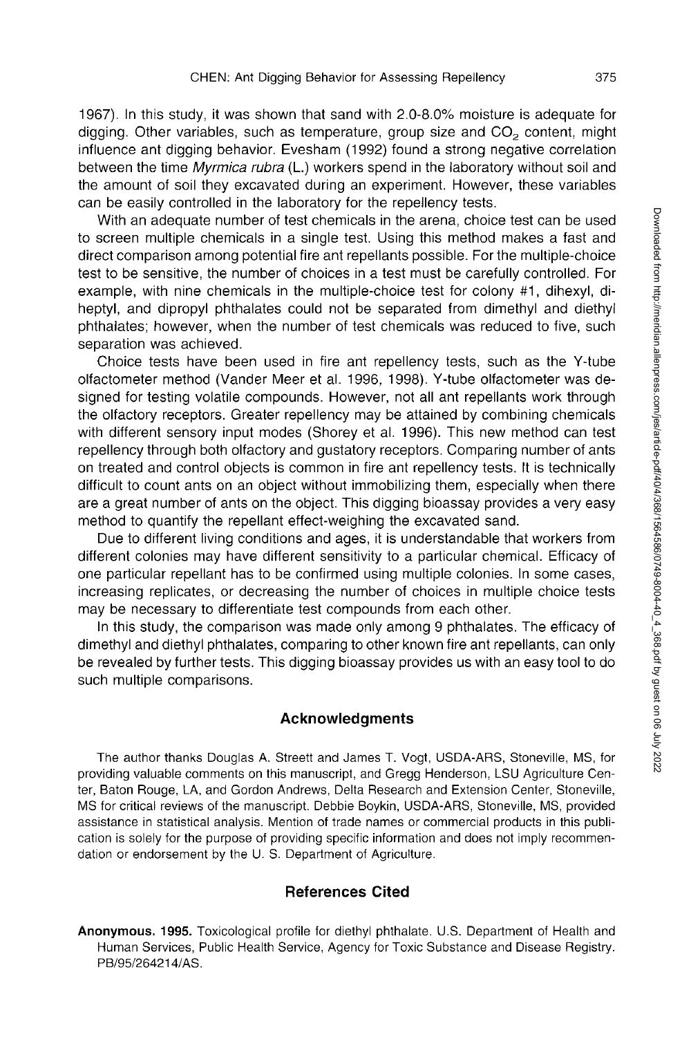1967). In this study, it was shown that sand with 2.0-8.0% moisture is adequate for digging. Other variables, such as temperature, group size and $CO_2$ content, might influence ant digging behavior. Evesham (1992) found a strong negative correlation between the time *Myrmica rubra* (L.) workers spend in the laboratory without soil and the amount of soil they excavated during an experiment. However, these variables can be easily controlled in the laboratory for the repellency tests.

With an adequate number of test chemicals in the arena, choice test can be used to screen multiple chemicals in a single test. Using this method makes a fast and direct comparison among potential fire ant repellants possible. For the multiple-choice test to be sensitive, the number of choices in a test must be carefully controlled. For example, with nine chemicals in the multiple-choice test for colony #1, dihexyl, diheptyl, and dipropyl phthalates could not be separated from dimethyl and diethyl phthalates; however, when the number of test chemicals was reduced to five, such separation was achieved.

Choice tests have been used in fire ant repellency tests, such as the Y-tube olfactometer method (Vander Meer et al. 1996, 1998). Y-tube olfactometer was designed for testing volatile compounds. However, not all ant repellants work through the olfactory receptors. Greater repellency may be attained by combining chemicals with different sensory input modes (Shorey et al. 1996). This new method can test repellency through both olfactory and gustatory receptors. Comparing number of ants on treated and control objects is common in fire ant repellency tests. It is technically difficult to count ants on an object without immobilizing them, especially when there are a great number of ants on the object. This digging bioassay provides a very easy method to quantify the repellant effect-weighing the excavated sand.

Due to different living conditions and ages, it is understandable that workers from different colonies may have different sensitivity to a particular chemical. Efficacy of one particular repellant has to be confirmed using multiple colonies. In some cases, increasing replicates, or decreasing the number of choices in multiple choice tests may be necessary to differentiate test compounds from each other.

In this study, the comparison was made only among 9 phthalates. The efficacy of dimethyl and diethyl phthalates, comparing to other known fire ant repellants, can only be revealed by further tests. This digging bioassay provides us with an easy tool to do such multiple comparisons.

## Acknowledgments

The author thanks Douglas A. Streett and James T. Vogt, USDA-ARS, Stoneville, MS, for providing valuable comments on this manuscript, and Gregg Henderson, LSU Agriculture Center, Baton Rouge, LA, and Gordon Andrews, Delta Research and Extension Center, Stoneville, MS for critical reviews of the manuscript. Debbie Boykin, USDA-ARS, Stoneville, MS, provided assistance in statistical analysis. Mention of trade names or commercial products in this publication is solely for the purpose of providing specific information and does not imply recommendation or endorsement by the U. S. Department of Agriculture.

## References Cited

**Anonymous. 1995.** Toxicological profile for diethyl phthalate. U.S. Department of Health and Human Services, Public Health Service, Agency for Toxic Substance and Disease Registry. PB/95/264214/AS.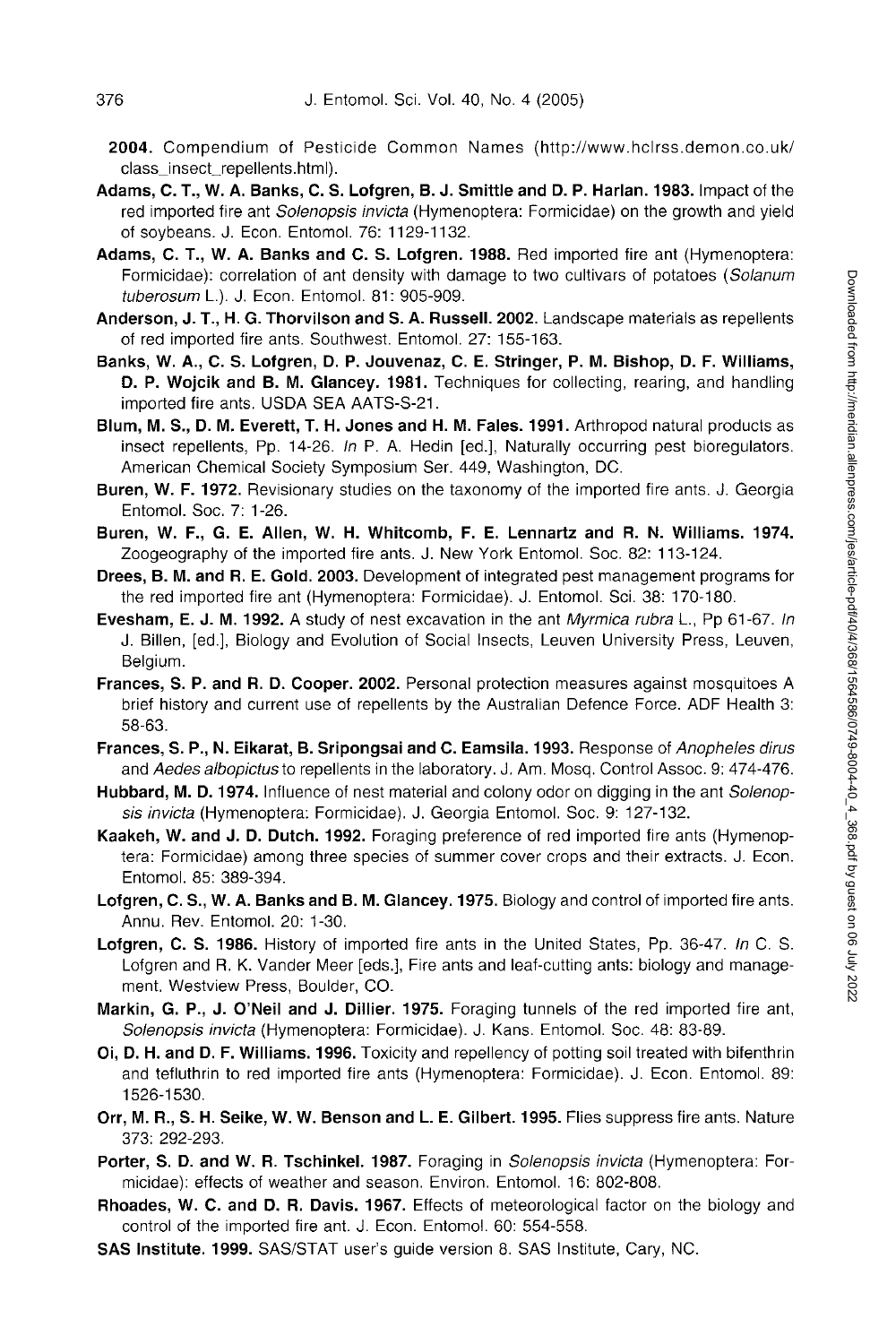**2004.** Compendium of Pesticide Common Names (http://www.hclrss.demon.co.uk/class_insect_repellents.html).

**Adams, C. T., W. A. Banks, C. S. Lofgren, B. J. Smittle and D. P. Harlan. 1983.** Impact of the red imported fire ant *Solenopsis invicta* (Hymenoptera: Formicidae) on the growth and yield of soybeans. J. Econ. Entomol. 76: 1129-1132.

**Adams, C. T., W. A. Banks and C. S. Lofgren. 1988.** Red imported fire ant (Hymenoptera: Formicidae): correlation of ant density with damage to two cultivars of potatoes (*Solanum tuberosum* L.). J. Econ. Entomol. 81: 905-909.

**Anderson, J. T., H. G. Thorvilson and S. A. Russell. 2002.** Landscape materials as repellents of red imported fire ants. Southwest. Entomol. 27: 155-163.

**Banks, W. A., C. S. Lofgren, D. P. Jouvenaz, C. E. Stringer, P. M. Bishop, D. F. Williams, D. P. Wojcik and B. M. Glancey. 1981.** Techniques for collecting, rearing, and handling imported fire ants. USDA SEA AATS-S-21.

**Blum, M. S., D. M. Everett, T. H. Jones and H. M. Fales. 1991.** Arthropod natural products as insect repellents, Pp. 14-26. *In* P. A. Hedin [ed.], Naturally occurring pest bioregulators. American Chemical Society Symposium Ser. 449, Washington, DC.

**Buren, W. F. 1972.** Revisionary studies on the taxonomy of the imported fire ants. J. Georgia Entomol. Soc. 7: 1-26.

**Buren, W. F., G. E. Allen, W. H. Whitcomb, F. E. Lennartz and R. N. Williams. 1974.** Zoogeography of the imported fire ants. J. New York Entomol. Soc. 82: 113-124.

**Drees, B. M. and R. E. Gold. 2003.** Development of integrated pest management programs for the red imported fire ant (Hymenoptera: Formicidae). J. Entomol. Sci. 38: 170-180.

**Evesham, E. J. M. 1992.** A study of nest excavation in the ant *Myrmica rubra* L., Pp 61-67. *In* J. Billen, [ed.], Biology and Evolution of Social Insects, Leuven University Press, Leuven, Belgium.

**Frances, S. P. and R. D. Cooper. 2002.** Personal protection measures against mosquitoes A brief history and current use of repellents by the Australian Defence Force. ADF Health 3: 58-63.

**Frances, S. P., N. Eikarat, B. Sripongsai and C. Eamsila. 1993.** Response of *Anopheles dirus* and *Aedes albopictus* to repellents in the laboratory. J. Am. Mosq. Control Assoc. 9: 474-476.

**Hubbard, M. D. 1974.** Influence of nest material and colony odor on digging in the ant *Solenopsis invicta* (Hymenoptera: Formicidae). J. Georgia Entomol. Soc. 9: 127-132.

**Kaakeh, W. and J. D. Dutch. 1992.** Foraging preference of red imported fire ants (Hymenoptera: Formicidae) among three species of summer cover crops and their extracts. J. Econ. Entomol. 85: 389-394.

**Lofgren, C. S., W. A. Banks and B. M. Glancey. 1975.** Biology and control of imported fire ants. Annu. Rev. Entomol. 20: 1-30.

**Lofgren, C. S. 1986.** History of imported fire ants in the United States, Pp. 36-47. *In* C. S. Lofgren and R. K. Vander Meer [eds.], Fire ants and leaf-cutting ants: biology and management. Westview Press, Boulder, CO.

**Markin, G. P., J. O'Neil and J. Dillier. 1975.** Foraging tunnels of the red imported fire ant, *Solenopsis invicta* (Hymenoptera: Formicidae). J. Kans. Entomol. Soc. 48: 83-89.

**Oi, D. H. and D. F. Williams. 1996.** Toxicity and repellency of potting soil treated with bifenthrin and tefluthrin to red imported fire ants (Hymenoptera: Formicidae). J. Econ. Entomol. 89: 1526-1530.

**Orr, M. R., S. H. Seike, W. W. Benson and L. E. Gilbert. 1995.** Flies suppress fire ants. Nature 373: 292-293.

**Porter, S. D. and W. R. Tschinkel. 1987.** Foraging in *Solenopsis invicta* (Hymenoptera: Formicidae): effects of weather and season. Environ. Entomol. 16: 802-808.

**Rhoades, W. C. and D. R. Davis. 1967.** Effects of meteorological factor on the biology and control of the imported fire ant. J. Econ. Entomol. 60: 554-558.

**SAS Institute. 1999.** SAS/STAT user's guide version 8. SAS Institute, Cary, NC.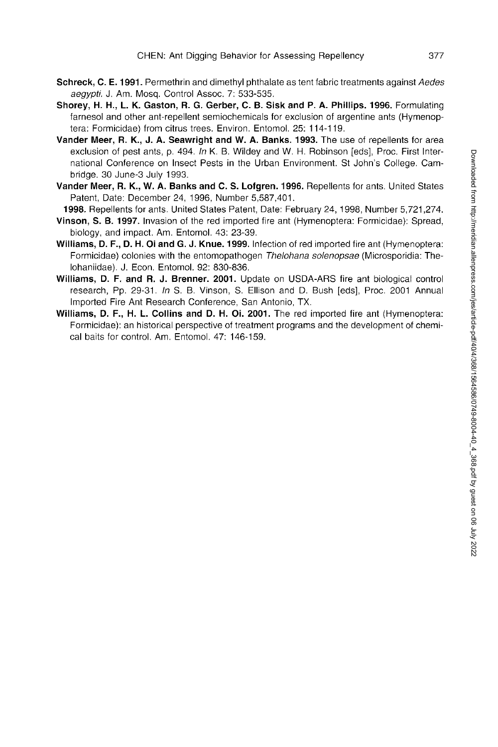**Schreck, C. E. 1991.** Permethrin and dimethyl phthalate as tent fabric treatments against *Aedes aegypti.* J. Am. Mosq. Control Assoc. 7: 533-535.

**Shorey, H. H., L. K. Gaston, R. G. Gerber, C. B. Sisk and P. A. Phillips. 1996.** Formulating farnesol and other ant-repellent semiochemicals for exclusion of argentine ants (Hymenoptera: Formicidae) from citrus trees. Environ. Entomol. 25: 114-119.

**Vander Meer, R. K., J. A. Seawright and W. A. Banks. 1993.** The use of repellents for area exclusion of pest ants, p. 494. *In* K. B. Wildey and W. H. Robinson [eds], Proc. First International Conference on Insect Pests in the Urban Environment. St John's College. Cambridge. 30 June-3 July 1993.

**Vander Meer, R. K., W. A. Banks and C. S. Lofgren. 1996.** Repellents for ants. United States Patent, Date: December 24, 1996, Number 5,587,401.

**1998.** Repellents for ants. United States Patent, Date: February 24, 1998, Number 5,721,274.

**Vinson, S. B. 1997.** Invasion of the red imported fire ant (Hymenoptera: Formicidae): Spread, biology, and impact. Am. Entomol. 43: 23-39.

**Williams, D. F., D. H. Oi and G. J. Knue. 1999.** Infection of red imported fire ant (Hymenoptera: Formicidae) colonies with the entomopathogen *Thelohana solenopsae* (Microsporidia: Thelohaniidae). J. Econ. Entomol. 92: 830-836.

**Williams, D. F. and R. J. Brenner. 2001.** Update on USDA-ARS fire ant biological control research, Pp. 29-31. *In* S. B. Vinson, S. Ellison and D. Bush [eds], Proc. 2001 Annual Imported Fire Ant Research Conference, San Antonio, TX.

**Williams, D. F., H. L. Collins and D. H. Oi. 2001.** The red imported fire ant (Hymenoptera: Formicidae): an historical perspective of treatment programs and the development of chemical baits for control. Am. Entomol. 47: 146-159.